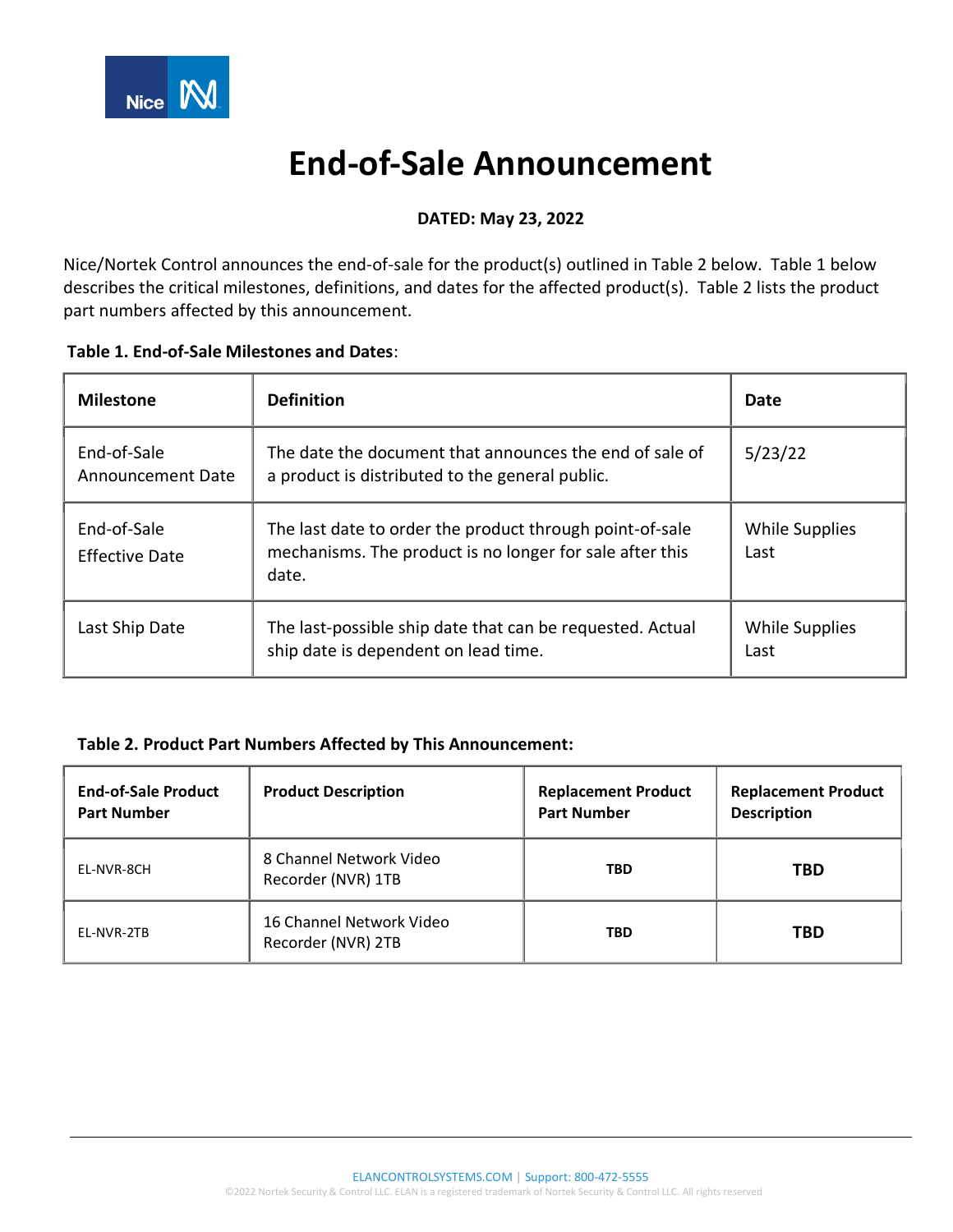# End-of-Sale Announcement

**DATED: May 23, 2022**

Nice/Nortek Control announces the end-of-sale for the product(s) outlined in Table 2 below. Table 1 below describes the critical milestones, definitions, and dates for the affected product(s). Table 2 lists the product part numbers affected by this announcement.

**Table 1. End-of-Sale Milestones and Dates**:

| Milestone | Definition | Date |
|---|---|---|
| End-of-Sale Announcement Date | The date the document that announces the end of sale of a product is distributed to the general public. | 5/23/22 |
| End-of-Sale Effective Date | The last date to order the product through point-of-sale mechanisms. The product is no longer for sale after this date. | While Supplies Last |
| Last Ship Date | The last-possible ship date that can be requested. Actual ship date is dependent on lead time. | While Supplies Last |

**Table 2. Product Part Numbers Affected by This Announcement:**

| End-of-Sale Product Part Number | Product Description | Replacement Product Part Number | Replacement Product Description |
|---|---|---|---|
| EL-NVR-8CH | 8 Channel Network Video Recorder (NVR) 1TB | **TBD** | **TBD** |
| EL-NVR-2TB | 16 Channel Network Video Recorder (NVR) 2TB | **TBD** | **TBD** |

ELANCONTROLSYSTEMS.COM | Support: 800-472-5555

©2022 Nortek Security & Control LLC. ELAN is a registered trademark of Nortek Security & Control LLC. All rights reserved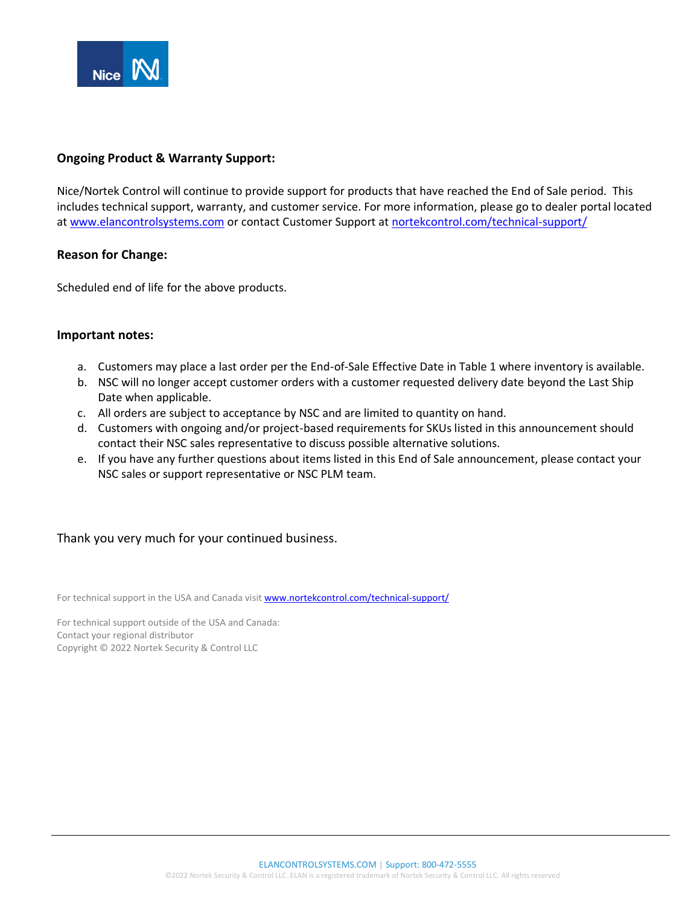**Ongoing Product & Warranty Support:**

Nice/Nortek Control will continue to provide support for products that have reached the End of Sale period. This includes technical support, warranty, and customer service. For more information, please go to dealer portal located at [www.elancontrolsystems.com](http://www.elancontrolsystems.com) or contact Customer Support at [nortekcontrol.com/technical-support/](https://nortekcontrol.com/technical-support/)

**Reason for Change:**

Scheduled end of life for the above products.

**Important notes:**

a. Customers may place a last order per the End-of-Sale Effective Date in Table 1 where inventory is available.
b. NSC will no longer accept customer orders with a customer requested delivery date beyond the Last Ship Date when applicable.
c. All orders are subject to acceptance by NSC and are limited to quantity on hand.
d. Customers with ongoing and/or project-based requirements for SKUs listed in this announcement should contact their NSC sales representative to discuss possible alternative solutions.
e. If you have any further questions about items listed in this End of Sale announcement, please contact your NSC sales or support representative or NSC PLM team.

Thank you very much for your continued business.

For technical support in the USA and Canada visit [www.nortekcontrol.com/technical-support/](http://www.nortekcontrol.com/technical-support/)

For technical support outside of the USA and Canada:
Contact your regional distributor
Copyright © 2022 Nortek Security & Control LLC

ELANCONTROLSYSTEMS.COM | Support: 800-472-5555

©2022 Nortek Security & Control LLC. ELAN is a registered trademark of Nortek Security & Control LLC. All rights reserved